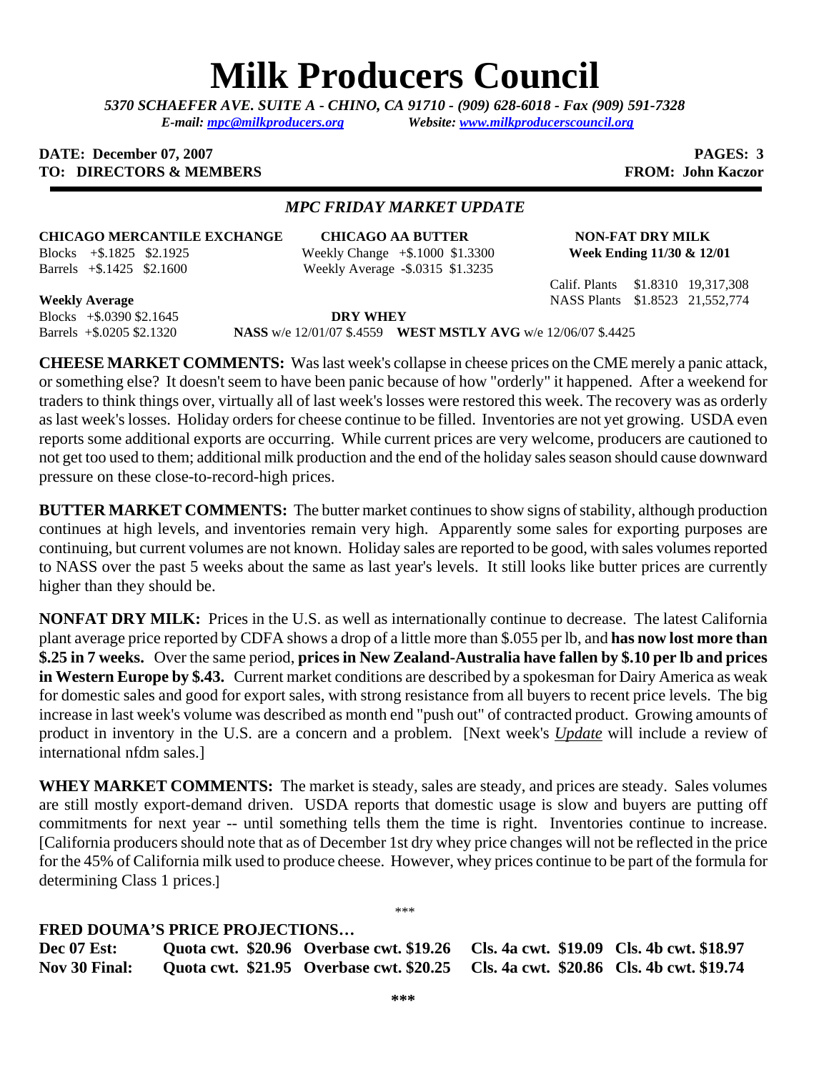# Milk Producers Council

*5370 SCHAEFER AVE. SUITE A - CHINO, CA 91710 - (909) 628-6018 - Fax (909) 591-7328*
*E-mail: mpc@milkproducers.org Website: www.milkproducerscouncil.org*

**DATE: December 07, 2007** **PAGES: 3**
**TO: DIRECTORS & MEMBERS** **FROM: John Kaczor**

## *MPC FRIDAY MARKET UPDATE*

**CHICAGO MERCANTILE EXCHANGE**
Blocks +$.1825 $2.1925
Barrels +$.1425 $2.1600

**Weekly Average**
Blocks +$.0390 $2.1645
Barrels +$.0205 $2.1320

**CHICAGO AA BUTTER**
Weekly Change +$.1000 $1.3300
Weekly Average -$.0315 $1.3235

**NON-FAT DRY MILK**
**Week Ending 11/30 & 12/01**
Calif. Plants $1.8310 19,317,308
NASS Plants $1.8523 21,552,774

**DRY WHEY**
**NASS** w/e 12/01/07 $.4559 **WEST MSTLY AVG** w/e 12/06/07 $.4425

**CHEESE MARKET COMMENTS:** Was last week's collapse in cheese prices on the CME merely a panic attack, or something else? It doesn't seem to have been panic because of how "orderly" it happened. After a weekend for traders to think things over, virtually all of last week's losses were restored this week. The recovery was as orderly as last week's losses. Holiday orders for cheese continue to be filled. Inventories are not yet growing. USDA even reports some additional exports are occurring. While current prices are very welcome, producers are cautioned to not get too used to them; additional milk production and the end of the holiday sales season should cause downward pressure on these close-to-record-high prices.

**BUTTER MARKET COMMENTS:** The butter market continues to show signs of stability, although production continues at high levels, and inventories remain very high. Apparently some sales for exporting purposes are continuing, but current volumes are not known. Holiday sales are reported to be good, with sales volumes reported to NASS over the past 5 weeks about the same as last year's levels. It still looks like butter prices are currently higher than they should be.

**NONFAT DRY MILK:** Prices in the U.S. as well as internationally continue to decrease. The latest California plant average price reported by CDFA shows a drop of a little more than $.055 per lb, and **has now lost more than $.25 in 7 weeks.** Over the same period, **prices in New Zealand-Australia have fallen by $.10 per lb and prices in Western Europe by $.43.** Current market conditions are described by a spokesman for Dairy America as weak for domestic sales and good for export sales, with strong resistance from all buyers to recent price levels. The big increase in last week's volume was described as month end "push out" of contracted product. Growing amounts of product in inventory in the U.S. are a concern and a problem. [Next week's *Update* will include a review of international nfdm sales.]

**WHEY MARKET COMMENTS:** The market is steady, sales are steady, and prices are steady. Sales volumes are still mostly export-demand driven. USDA reports that domestic usage is slow and buyers are putting off commitments for next year -- until something tells them the time is right. Inventories continue to increase. [California producers should note that as of December 1st dry whey price changes will not be reflected in the price for the 45% of California milk used to produce cheese. However, whey prices continue to be part of the formula for determining Class 1 prices.]

\*\*\*

**FRED DOUMA'S PRICE PROJECTIONS…**

| | | | | |
|---|---|---|---|---|
| **Dec 07 Est:** | **Quota cwt. $20.96** | **Overbase cwt. $19.26** | **Cls. 4a cwt. $19.09** | **Cls. 4b cwt. $18.97** |
| **Nov 30 Final:** | **Quota cwt. $21.95** | **Overbase cwt. $20.25** | **Cls. 4a cwt. $20.86** | **Cls. 4b cwt. $19.74** |

**\*\*\***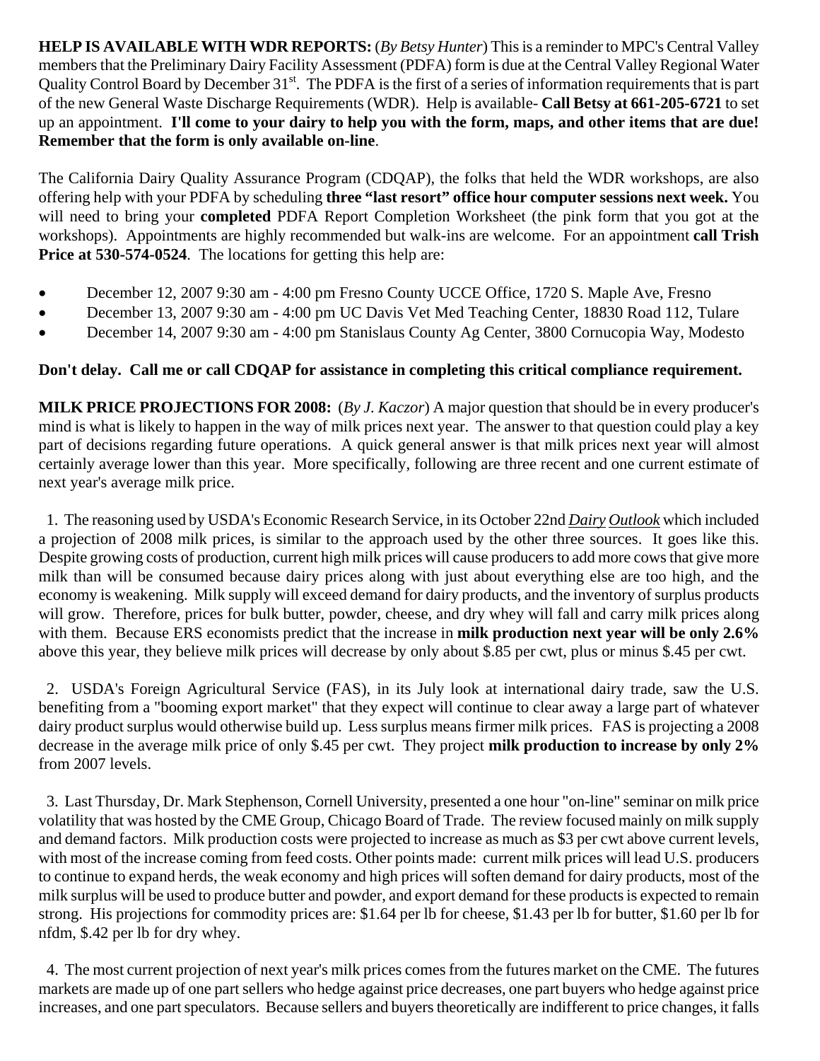**HELP IS AVAILABLE WITH WDR REPORTS:** (*By Betsy Hunter*) This is a reminder to MPC's Central Valley members that the Preliminary Dairy Facility Assessment (PDFA) form is due at the Central Valley Regional Water Quality Control Board by December 31st. The PDFA is the first of a series of information requirements that is part of the new General Waste Discharge Requirements (WDR). Help is available**- Call Betsy at 661-205-6721** to set up an appointment. **I'll come to your dairy to help you with the form, maps, and other items that are due! Remember that the form is only available on-line**.

The California Dairy Quality Assurance Program (CDQAP), the folks that held the WDR workshops, are also offering help with your PDFA by scheduling **three "last resort" office hour computer sessions next week.** You will need to bring your **completed** PDFA Report Completion Worksheet (the pink form that you got at the workshops). Appointments are highly recommended but walk-ins are welcome. For an appointment **call Trish Price at 530-574-0524**. The locations for getting this help are:

- December 12, 2007 9:30 am - 4:00 pm Fresno County UCCE Office, 1720 S. Maple Ave, Fresno
- December 13, 2007 9:30 am - 4:00 pm UC Davis Vet Med Teaching Center, 18830 Road 112, Tulare
- December 14, 2007 9:30 am - 4:00 pm Stanislaus County Ag Center, 3800 Cornucopia Way, Modesto

**Don't delay. Call me or call CDQAP for assistance in completing this critical compliance requirement.**

**MILK PRICE PROJECTIONS FOR 2008:** (*By J. Kaczor*) A major question that should be in every producer's mind is what is likely to happen in the way of milk prices next year. The answer to that question could play a key part of decisions regarding future operations. A quick general answer is that milk prices next year will almost certainly average lower than this year. More specifically, following are three recent and one current estimate of next year's average milk price.

1. The reasoning used by USDA's Economic Research Service, in its October 22nd *Dairy Outlook* which included a projection of 2008 milk prices, is similar to the approach used by the other three sources. It goes like this. Despite growing costs of production, current high milk prices will cause producers to add more cows that give more milk than will be consumed because dairy prices along with just about everything else are too high, and the economy is weakening. Milk supply will exceed demand for dairy products, and the inventory of surplus products will grow. Therefore, prices for bulk butter, powder, cheese, and dry whey will fall and carry milk prices along with them. Because ERS economists predict that the increase in **milk production next year will be only 2.6%** above this year, they believe milk prices will decrease by only about $.85 per cwt, plus or minus $.45 per cwt.

2. USDA's Foreign Agricultural Service (FAS), in its July look at international dairy trade, saw the U.S. benefiting from a "booming export market" that they expect will continue to clear away a large part of whatever dairy product surplus would otherwise build up. Less surplus means firmer milk prices. FAS is projecting a 2008 decrease in the average milk price of only $.45 per cwt. They project **milk production to increase by only 2%** from 2007 levels.

3. Last Thursday, Dr. Mark Stephenson, Cornell University, presented a one hour "on-line" seminar on milk price volatility that was hosted by the CME Group, Chicago Board of Trade. The review focused mainly on milk supply and demand factors. Milk production costs were projected to increase as much as $3 per cwt above current levels, with most of the increase coming from feed costs. Other points made: current milk prices will lead U.S. producers to continue to expand herds, the weak economy and high prices will soften demand for dairy products, most of the milk surplus will be used to produce butter and powder, and export demand for these products is expected to remain strong. His projections for commodity prices are: $1.64 per lb for cheese, $1.43 per lb for butter, $1.60 per lb for nfdm, $.42 per lb for dry whey.

4. The most current projection of next year's milk prices comes from the futures market on the CME. The futures markets are made up of one part sellers who hedge against price decreases, one part buyers who hedge against price increases, and one part speculators. Because sellers and buyers theoretically are indifferent to price changes, it falls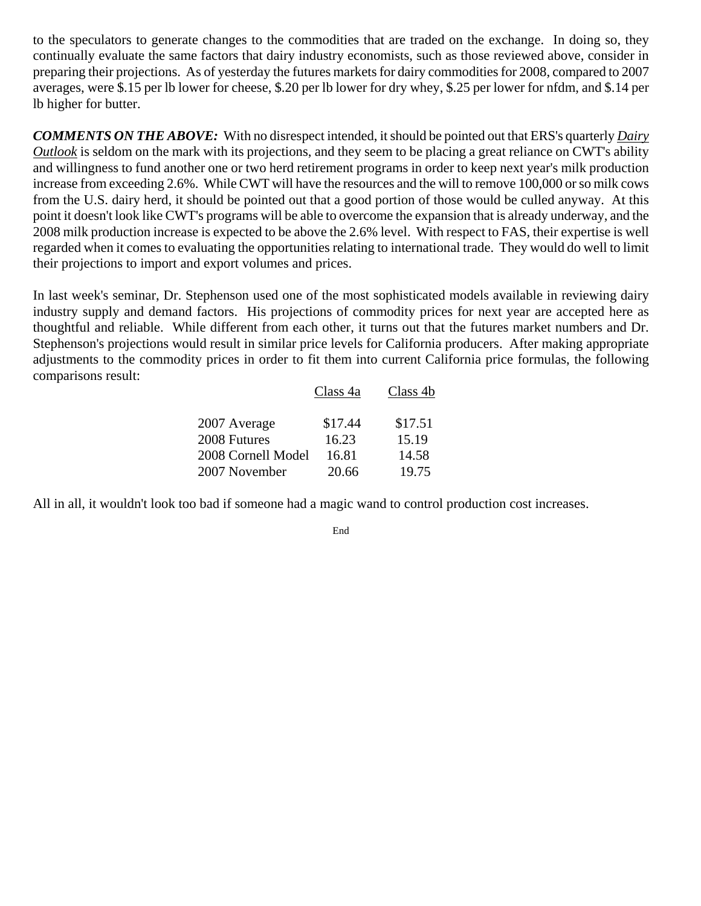to the speculators to generate changes to the commodities that are traded on the exchange. In doing so, they continually evaluate the same factors that dairy industry economists, such as those reviewed above, consider in preparing their projections. As of yesterday the futures markets for dairy commodities for 2008, compared to 2007 averages, were $.15 per lb lower for cheese, $.20 per lb lower for dry whey, $.25 per lower for nfdm, and $.14 per lb higher for butter.

***COMMENTS ON THE ABOVE:*** With no disrespect intended, it should be pointed out that ERS's quarterly *Dairy Outlook* is seldom on the mark with its projections, and they seem to be placing a great reliance on CWT's ability and willingness to fund another one or two herd retirement programs in order to keep next year's milk production increase from exceeding 2.6%. While CWT will have the resources and the will to remove 100,000 or so milk cows from the U.S. dairy herd, it should be pointed out that a good portion of those would be culled anyway. At this point it doesn't look like CWT's programs will be able to overcome the expansion that is already underway, and the 2008 milk production increase is expected to be above the 2.6% level. With respect to FAS, their expertise is well regarded when it comes to evaluating the opportunities relating to international trade. They would do well to limit their projections to import and export volumes and prices.

In last week's seminar, Dr. Stephenson used one of the most sophisticated models available in reviewing dairy industry supply and demand factors. His projections of commodity prices for next year are accepted here as thoughtful and reliable. While different from each other, it turns out that the futures market numbers and Dr. Stephenson's projections would result in similar price levels for California producers. After making appropriate adjustments to the commodity prices in order to fit them into current California price formulas, the following comparisons result:

| | Class 4a | Class 4b |
|---|---|---|
| 2007 Average | $17.44 | $17.51 |
| 2008 Futures | 16.23 | 15.19 |
| 2008 Cornell Model | 16.81 | 14.58 |
| 2007 November | 20.66 | 19.75 |

All in all, it wouldn't look too bad if someone had a magic wand to control production cost increases.

End